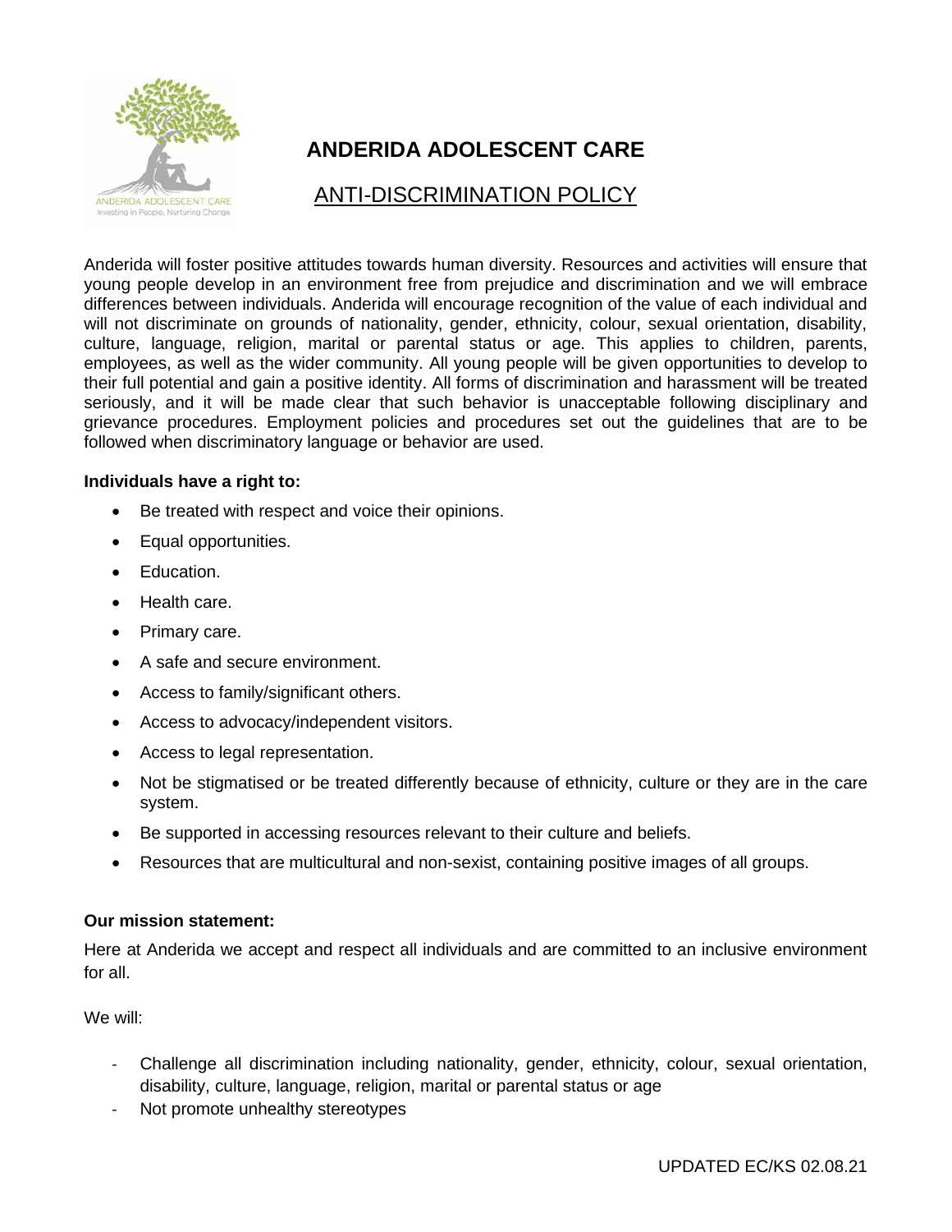# ANDERIDA ADOLESCENT CARE

## ANTI-DISCRIMINATION POLICY

Anderida will foster positive attitudes towards human diversity. Resources and activities will ensure that young people develop in an environment free from prejudice and discrimination and we will embrace differences between individuals. Anderida will encourage recognition of the value of each individual and will not discriminate on grounds of nationality, gender, ethnicity, colour, sexual orientation, disability, culture, language, religion, marital or parental status or age. This applies to children, parents, employees, as well as the wider community. All young people will be given opportunities to develop to their full potential and gain a positive identity. All forms of discrimination and harassment will be treated seriously, and it will be made clear that such behavior is unacceptable following disciplinary and grievance procedures. Employment policies and procedures set out the guidelines that are to be followed when discriminatory language or behavior are used.

**Individuals have a right to:**

- Be treated with respect and voice their opinions.
- Equal opportunities.
- Education.
- Health care.
- Primary care.
- A safe and secure environment.
- Access to family/significant others.
- Access to advocacy/independent visitors.
- Access to legal representation.
- Not be stigmatised or be treated differently because of ethnicity, culture or they are in the care system.
- Be supported in accessing resources relevant to their culture and beliefs.
- Resources that are multicultural and non-sexist, containing positive images of all groups.

**Our mission statement:**

Here at Anderida we accept and respect all individuals and are committed to an inclusive environment for all.

We will:

- Challenge all discrimination including nationality, gender, ethnicity, colour, sexual orientation, disability, culture, language, religion, marital or parental status or age
- Not promote unhealthy stereotypes

UPDATED EC/KS 02.08.21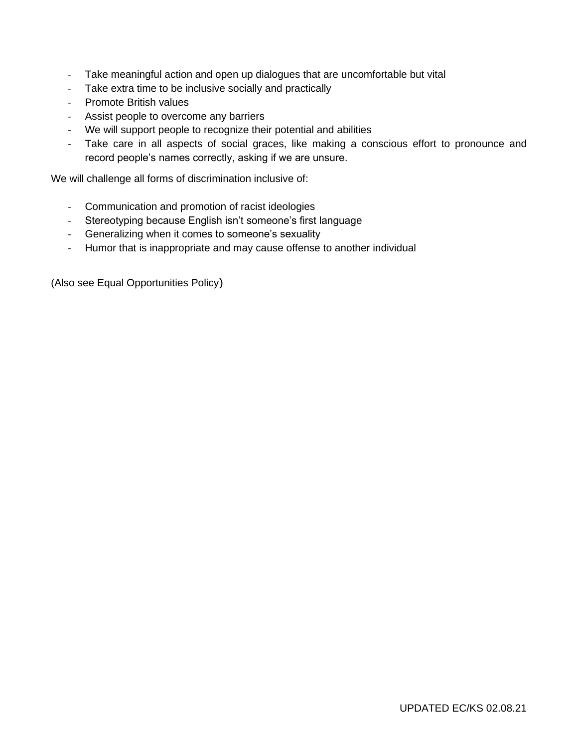- Take meaningful action and open up dialogues that are uncomfortable but vital
- Take extra time to be inclusive socially and practically
- Promote British values
- Assist people to overcome any barriers
- We will support people to recognize their potential and abilities
- Take care in all aspects of social graces, like making a conscious effort to pronounce and record people's names correctly, asking if we are unsure.

We will challenge all forms of discrimination inclusive of:

- Communication and promotion of racist ideologies
- Stereotyping because English isn't someone's first language
- Generalizing when it comes to someone's sexuality
- Humor that is inappropriate and may cause offense to another individual

(Also see Equal Opportunities Policy)

UPDATED EC/KS 02.08.21